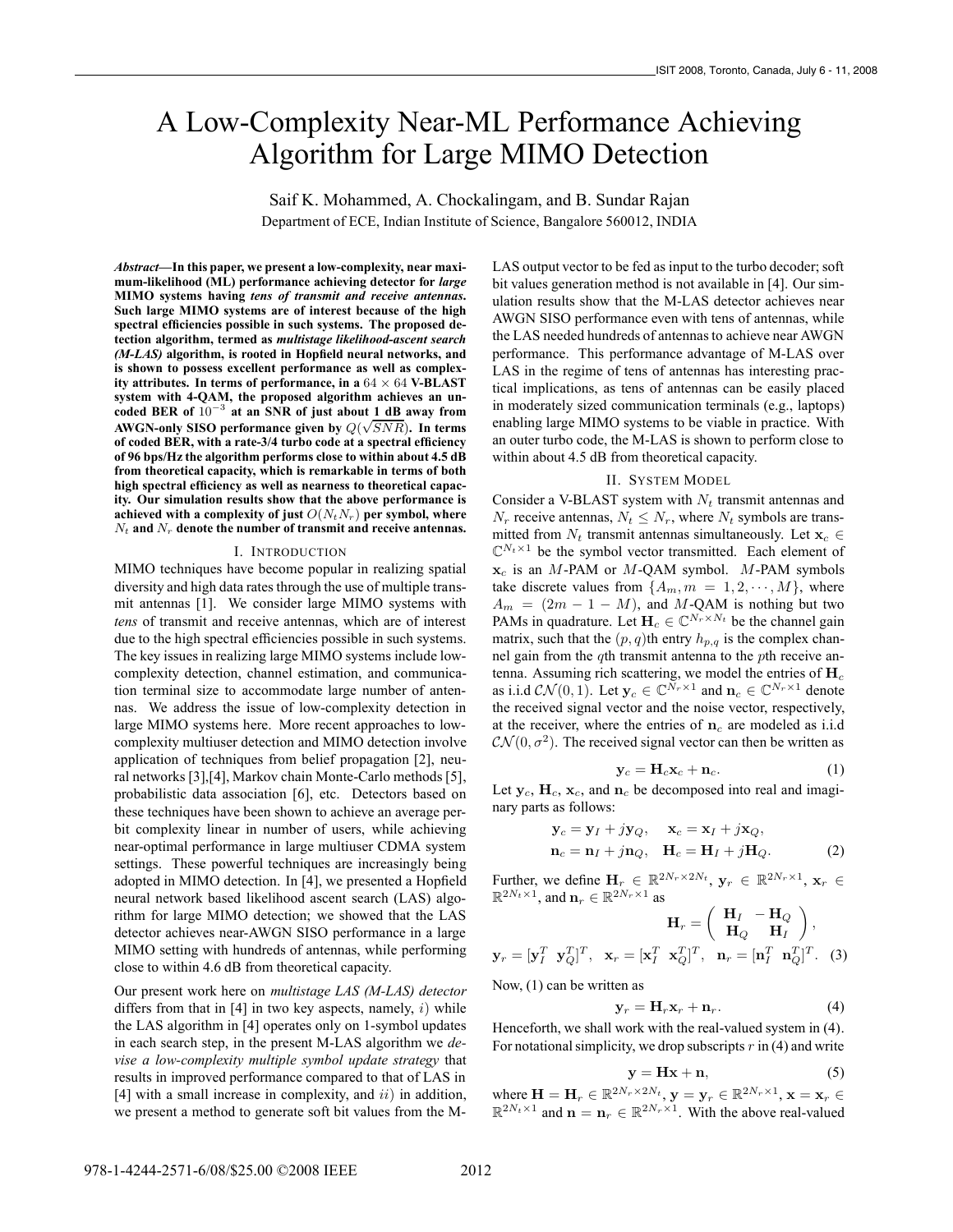# A Low-Complexity Near-ML Performance Achieving Algorithm for Large MIMO Detection

Saif K. Mohammed, A. Chockalingam, and B. Sundar Rajan

Department of ECE, Indian Institute of Science, Bangalore 560012, INDIA

***Abstract*—In this paper, we present a low-complexity, near maximum-likelihood (ML) performance achieving detector for *large* MIMO systems having *tens of transmit and receive antennas*. Such large MIMO systems are of interest because of the high spectral efficiencies possible in such systems. The proposed detection algorithm, termed as *multistage likelihood-ascent search (M-LAS)* algorithm, is rooted in Hopfield neural networks, and is shown to possess excellent performance as well as complexity attributes. In terms of performance, in a $64 \times 64$ V-BLAST system with 4-QAM, the proposed algorithm achieves an uncoded BER of $10^{-3}$ at an SNR of just about 1 dB away from AWGN-only SISO performance given by $Q(\sqrt{SNR})$. In terms of coded BER, with a rate-3/4 turbo code at a spectral efficiency of 96 bps/Hz the algorithm performs close to within about 4.5 dB from theoretical capacity, which is remarkable in terms of both high spectral efficiency as well as nearness to theoretical capacity. Our simulation results show that the above performance is achieved with a complexity of just $O(N_tN_r)$ per symbol, where $N_t$ and $N_r$ denote the number of transmit and receive antennas.**

## I. Introduction

MIMO techniques have become popular in realizing spatial diversity and high data rates through the use of multiple transmit antennas [1]. We consider large MIMO systems with *tens* of transmit and receive antennas, which are of interest due to the high spectral efficiencies possible in such systems. The key issues in realizing large MIMO systems include low-complexity detection, channel estimation, and communication terminal size to accommodate large number of antennas. We address the issue of low-complexity detection in large MIMO systems here. More recent approaches to low-complexity multiuser detection and MIMO detection involve application of techniques from belief propagation [2], neural networks [3],[4], Markov chain Monte-Carlo methods [5], probabilistic data association [6], etc. Detectors based on these techniques have been shown to achieve an average per-bit complexity linear in number of users, while achieving near-optimal performance in large multiuser CDMA system settings. These powerful techniques are increasingly being adopted in MIMO detection. In [4], we presented a Hopfield neural network based likelihood ascent search (LAS) algorithm for large MIMO detection; we showed that the LAS detector achieves near-AWGN SISO performance in a large MIMO setting with hundreds of antennas, while performing close to within 4.6 dB from theoretical capacity.

Our present work here on *multistage LAS (M-LAS) detector* differs from that in [4] in two key aspects, namely, $i)$ while the LAS algorithm in [4] operates only on 1-symbol updates in each search step, in the present M-LAS algorithm we *devise a low-complexity multiple symbol update strategy* that results in improved performance compared to that of LAS in [4] with a small increase in complexity, and $ii)$ in addition, we present a method to generate soft bit values from the M-LAS output vector to be fed as input to the turbo decoder; soft bit values generation method is not available in [4]. Our simulation results show that the M-LAS detector achieves near AWGN SISO performance even with tens of antennas, while the LAS needed hundreds of antennas to achieve near AWGN performance. This performance advantage of M-LAS over LAS in the regime of tens of antennas has interesting practical implications, as tens of antennas can be easily placed in moderately sized communication terminals (e.g., laptops) enabling large MIMO systems to be viable in practice. With an outer turbo code, the M-LAS is shown to perform close to within about 4.5 dB from theoretical capacity.

## II. System Model

Consider a V-BLAST system with $N_t$ transmit antennas and $N_r$ receive antennas, $N_t \leq N_r$, where $N_t$ symbols are transmitted from $N_t$ transmit antennas simultaneously. Let $\mathbf{x}_c \in \mathbb{C}^{N_t \times 1}$ be the symbol vector transmitted. Each element of $\mathbf{x}_c$ is an $M$-PAM or $M$-QAM symbol. $M$-PAM symbols take discrete values from $\{A_m, m = 1, 2, \cdots, M\}$, where $A_m = (2m - 1 - M)$, and $M$-QAM is nothing but two PAMs in quadrature. Let $\mathbf{H}_c \in \mathbb{C}^{N_r \times N_t}$ be the channel gain matrix, such that the $(p, q)$th entry $h_{p,q}$ is the complex channel gain from the $q$th transmit antenna to the $p$th receive antenna. Assuming rich scattering, we model the entries of $\mathbf{H}_c$ as i.i.d $\mathcal{CN}(0, 1)$. Let $\mathbf{y}_c \in \mathbb{C}^{N_r \times 1}$ and $\mathbf{n}_c \in \mathbb{C}^{N_r \times 1}$ denote the received signal vector and the noise vector, respectively, at the receiver, where the entries of $\mathbf{n}_c$ are modeled as i.i.d $\mathcal{CN}(0, \sigma^2)$. The received signal vector can then be written as

$$\mathbf{y}_c = \mathbf{H}_c\mathbf{x}_c + \mathbf{n}_c. \tag{1}$$

Let $\mathbf{y}_c$, $\mathbf{H}_c$, $\mathbf{x}_c$, and $\mathbf{n}_c$ be decomposed into real and imaginary parts as follows:

$$\mathbf{y}_c = \mathbf{y}_I + j\mathbf{y}_Q, \quad \mathbf{x}_c = \mathbf{x}_I + j\mathbf{x}_Q,$$
$$\mathbf{n}_c = \mathbf{n}_I + j\mathbf{n}_Q, \quad \mathbf{H}_c = \mathbf{H}_I + j\mathbf{H}_Q. \tag{2}$$

Further, we define $\mathbf{H}_r \in \mathbb{R}^{2N_r \times 2N_t}$, $\mathbf{y}_r \in \mathbb{R}^{2N_r \times 1}$, $\mathbf{x}_r \in \mathbb{R}^{2N_t \times 1}$, and $\mathbf{n}_r \in \mathbb{R}^{2N_r \times 1}$ as

$$\mathbf{H}_r = \begin{pmatrix} \mathbf{H}_I & -\mathbf{H}_Q \\ \mathbf{H}_Q & \mathbf{H}_I \end{pmatrix},$$

$$\mathbf{y}_r = [\mathbf{y}_I^T \ \ \mathbf{y}_Q^T]^T, \quad \mathbf{x}_r = [\mathbf{x}_I^T \ \ \mathbf{x}_Q^T]^T, \quad \mathbf{n}_r = [\mathbf{n}_I^T \ \ \mathbf{n}_Q^T]^T. \tag{3}$$

Now, (1) can be written as

$$\mathbf{y}_r = \mathbf{H}_r\mathbf{x}_r + \mathbf{n}_r. \tag{4}$$

Henceforth, we shall work with the real-valued system in (4). For notational simplicity, we drop subscripts $r$ in (4) and write

$$\mathbf{y} = \mathbf{H}\mathbf{x} + \mathbf{n}, \tag{5}$$

where $\mathbf{H} = \mathbf{H}_r \in \mathbb{R}^{2N_r \times 2N_t}$, $\mathbf{y} = \mathbf{y}_r \in \mathbb{R}^{2N_r \times 1}$, $\mathbf{x} = \mathbf{x}_r \in \mathbb{R}^{2N_t \times 1}$ and $\mathbf{n} = \mathbf{n}_r \in \mathbb{R}^{2N_r \times 1}$. With the above real-valued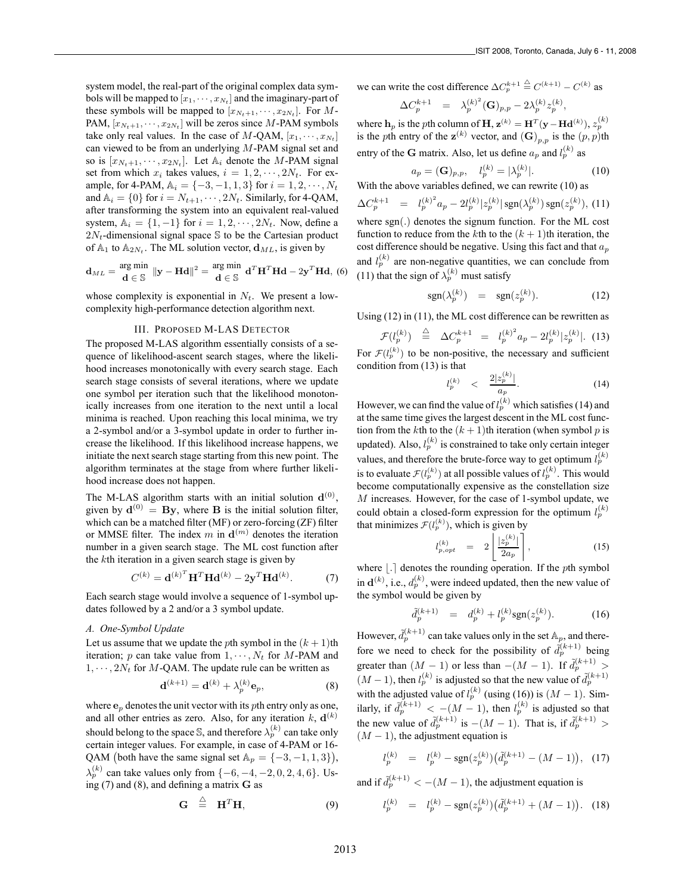system model, the real-part of the original complex data symbols will be mapped to $[x_1, \cdots, x_{N_t}]$ and the imaginary-part of these symbols will be mapped to $[x_{N_t+1}, \cdots, x_{2N_t}]$. For $M$-PAM, $[x_{N_t+1}, \cdots, x_{2N_t}]$ will be zeros since $M$-PAM symbols take only real values. In the case of $M$-QAM, $[x_1, \cdots, x_{N_t}]$ can viewed to be from an underlying $M$-PAM signal set and so is $[x_{N_t+1}, \cdots, x_{2N_t}]$. Let $\mathbb{A}_i$ denote the $M$-PAM signal set from which $x_i$ takes values, $i = 1, 2, \cdots, 2N_t$. For example, for 4-PAM, $\mathbb{A}_i = \{-3, -1, 1, 3\}$ for $i = 1, 2, \cdots, N_t$ and $\mathbb{A}_i = \{0\}$ for $i = N_{t+1}, \cdots, 2N_t$. Similarly, for 4-QAM, after transforming the system into an equivalent real-valued system, $\mathbb{A}_i = \{1, -1\}$ for $i = 1, 2, \cdots, 2N_t$. Now, define a $2N_t$-dimensional signal space $\mathbb{S}$ to be the Cartesian product of $\mathbb{A}_1$ to $\mathbb{A}_{2N_t}$. The ML solution vector, $\mathbf{d}_{ML}$, is given by

$$\mathbf{d}_{ML} = \underset{\mathbf{d} \in \mathbb{S}}{\arg\min} \ \|\mathbf{y} - \mathbf{H}\mathbf{d}\|^2 = \underset{\mathbf{d} \in \mathbb{S}}{\arg\min} \ \mathbf{d}^T\mathbf{H}^T\mathbf{H}\mathbf{d} - 2\mathbf{y}^T\mathbf{H}\mathbf{d}, \quad (6)$$

whose complexity is exponential in $N_t$. We present a low-complexity high-performance detection algorithm next.

## III. Proposed M-LAS Detector

The proposed M-LAS algorithm essentially consists of a sequence of likelihood-ascent search stages, where the likelihood increases monotonically with every search stage. Each search stage consists of several iterations, where we update one symbol per iteration such that the likelihood monotonically increases from one iteration to the next until a local minima is reached. Upon reaching this local minima, we try a 2-symbol and/or a 3-symbol update in order to further increase the likelihood. If this likelihood increase happens, we initiate the next search stage starting from this new point. The algorithm terminates at the stage from where further likelihood increase does not happen.

The M-LAS algorithm starts with an initial solution $\mathbf{d}^{(0)}$, given by $\mathbf{d}^{(0)} = \mathbf{B}\mathbf{y}$, where $\mathbf{B}$ is the initial solution filter, which can be a matched filter (MF) or zero-forcing (ZF) filter or MMSE filter. The index $m$ in $\mathbf{d}^{(m)}$ denotes the iteration number in a given search stage. The ML cost function after the $k$th iteration in a given search stage is given by

$$C^{(k)} = {\mathbf{d}^{(k)}}^T\mathbf{H}^T\mathbf{H}\mathbf{d}^{(k)} - 2\mathbf{y}^T\mathbf{H}\mathbf{d}^{(k)}. \quad (7)$$

Each search stage would involve a sequence of 1-symbol updates followed by a 2 and/or a 3 symbol update.

### A. One-Symbol Update

Let us assume that we update the $p$th symbol in the $(k+1)$th iteration; $p$ can take value from $1, \cdots, N_t$ for $M$-PAM and $1, \cdots, 2N_t$ for $M$-QAM. The update rule can be written as

$$\mathbf{d}^{(k+1)} = \mathbf{d}^{(k)} + \lambda_p^{(k)}\mathbf{e}_p, \quad (8)$$

where $\mathbf{e}_p$ denotes the unit vector with its $p$th entry only as one, and all other entries as zero. Also, for any iteration $k$, $\mathbf{d}^{(k)}$ should belong to the space $\mathbb{S}$, and therefore $\lambda_p^{(k)}$ can take only certain integer values. For example, in case of 4-PAM or 16-QAM (both have the same signal set $\mathbb{A}_p = \{-3, -1, 1, 3\}$), $\lambda_p^{(k)}$ can take values only from $\{-6, -4, -2, 0, 2, 4, 6\}$. Using (7) and (8), and defining a matrix $\mathbf{G}$ as

$$\mathbf{G} \ \stackrel{\triangle}{=} \ \mathbf{H}^T\mathbf{H}, \quad (9)$$

we can write the cost difference $\Delta C_p^{k+1} \stackrel{\triangle}{=} C^{(k+1)} - C^{(k)}$ as

$$\Delta C_p^{k+1} \ = \ {\lambda_p^{(k)}}^2(\mathbf{G})_{p,p} - 2\lambda_p^{(k)}z_p^{(k)},$$

where $\mathbf{h}_p$ is the $p$th column of $\mathbf{H}$, $\mathbf{z}^{(k)} = \mathbf{H}^T(\mathbf{y} - \mathbf{H}\mathbf{d}^{(k)})$, $z_p^{(k)}$ is the $p$th entry of the $\mathbf{z}^{(k)}$ vector, and $(\mathbf{G})_{p,p}$ is the $(p,p)$th entry of the $\mathbf{G}$ matrix. Also, let us define $a_p$ and $l_p^{(k)}$ as

$$a_p = (\mathbf{G})_{p,p}, \quad l_p^{(k)} = |\lambda_p^{(k)}|. \quad (10)$$

With the above variables defined, we can rewrite (10) as

$$\Delta C_p^{k+1} \ = \ {l_p^{(k)}}^2 a_p - 2l_p^{(k)}|z_p^{(k)}|\,\mathrm{sgn}(\lambda_p^{(k)})\,\mathrm{sgn}(z_p^{(k)}), \quad (11)$$

where sgn(.) denotes the signum function. For the ML cost function to reduce from the $k$th to the $(k+1)$th iteration, the cost difference should be negative. Using this fact and that $a_p$ and $l_p^{(k)}$ are non-negative quantities, we can conclude from (11) that the sign of $\lambda_p^{(k)}$ must satisfy

$$\mathrm{sgn}(\lambda_p^{(k)}) \ = \ \mathrm{sgn}(z_p^{(k)}). \quad (12)$$

Using (12) in (11), the ML cost difference can be rewritten as

$$\mathcal{F}(l_p^{(k)}) \ \stackrel{\triangle}{=} \ \Delta C_p^{k+1} \ = \ {l_p^{(k)}}^2 a_p - 2l_p^{(k)}|z_p^{(k)}|. \quad (13)$$

For $\mathcal{F}(l_p^{(k)})$ to be non-positive, the necessary and sufficient condition from (13) is that

$$l_p^{(k)} \ < \ \frac{2|z_p^{(k)}|}{a_p}. \quad (14)$$

However, we can find the value of $l_p^{(k)}$ which satisfies (14) and at the same time gives the largest descent in the ML cost function from the $k$th to the $(k+1)$th iteration (when symbol $p$ is updated). Also, $l_p^{(k)}$ is constrained to take only certain integer values, and therefore the brute-force way to get optimum $l_p^{(k)}$ is to evaluate $\mathcal{F}(l_p^{(k)})$ at all possible values of $l_p^{(k)}$. This would become computationally expensive as the constellation size $M$ increases. However, for the case of 1-symbol update, we could obtain a closed-form expression for the optimum $l_p^{(k)}$ that minimizes $\mathcal{F}(l_p^{(k)})$, which is given by

$$l_{p,opt}^{(k)} \ = \ 2\left\lfloor \frac{|z_p^{(k)}|}{2a_p} \right\rceil, \quad (15)$$

where $\lfloor . \rceil$ denotes the rounding operation. If the $p$th symbol in $\mathbf{d}^{(k)}$, i.e., $d_p^{(k)}$, were indeed updated, then the new value of the symbol would be given by

$$\tilde{d}_p^{(k+1)} \ = \ d_p^{(k)} + l_p^{(k)}\mathrm{sgn}(z_p^{(k)}). \quad (16)$$

However, $\tilde{d}_p^{(k+1)}$ can take values only in the set $\mathbb{A}_p$, and therefore we need to check for the possibility of $\tilde{d}_p^{(k+1)}$ being greater than $(M-1)$ or less than $-(M-1)$. If $\tilde{d}_p^{(k+1)} > (M-1)$, then $l_p^{(k)}$ is adjusted so that the new value of $\tilde{d}_p^{(k+1)}$ with the adjusted value of $l_p^{(k)}$ (using (16)) is $(M-1)$. Similarly, if $\tilde{d}_p^{(k+1)} < -(M-1)$, then $l_p^{(k)}$ is adjusted so that the new value of $\tilde{d}_p^{(k+1)}$ is $-(M-1)$. That is, if $\tilde{d}_p^{(k+1)} > (M-1)$, the adjustment equation is

$$l_p^{(k)} \ = \ l_p^{(k)} - \mathrm{sgn}(z_p^{(k)})\big(\tilde{d}_p^{(k+1)} - (M-1)\big), \quad (17)$$

and if $\tilde{d}_p^{(k+1)} < -(M-1)$, the adjustment equation is

$$l_p^{(k)} \ = \ l_p^{(k)} - \mathrm{sgn}(z_p^{(k)})\big(\tilde{d}_p^{(k+1)} + (M-1)\big). \quad (18)$$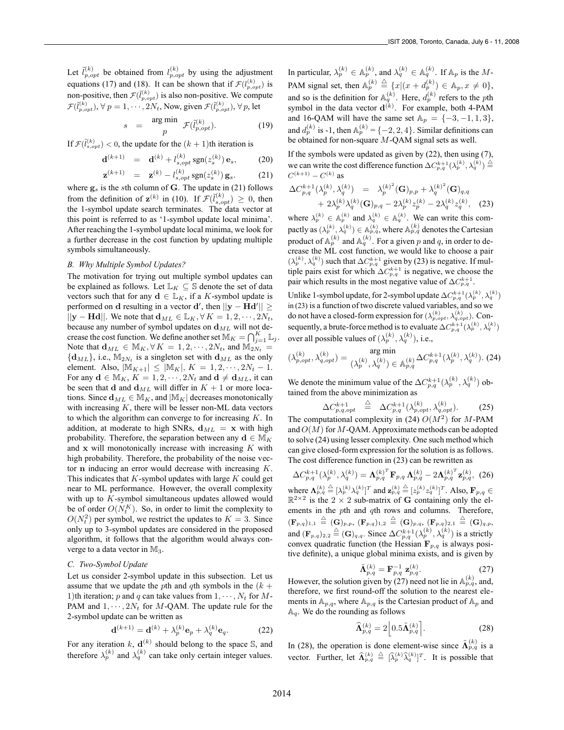Let $\tilde{l}_{p,opt}^{(k)}$ be obtained from $l_{p,opt}^{(k)}$ by using the adjustment equations (17) and (18). It can be shown that if $\mathcal{F}(l_{p,opt}^{(k)})$ is non-positive, then $\mathcal{F}(\tilde{l}_{p,opt}^{(k)})$ is also non-positive. We compute $\mathcal{F}(\tilde{l}_{p,opt}^{(k)}), \forall\, p = 1, \cdots, 2N_t$, Now, given $\mathcal{F}(\tilde{l}_{p,opt}^{(k)}), \forall p$, let

$$s \;=\; \underset{p}{\arg\min} \;\; \mathcal{F}(\tilde{l}_{p,opt}^{(k)}). \tag{19}$$

If $\mathcal{F}(\tilde{l}_{s,opt}^{(k)}) < 0$, the update for the $(k+1)$th iteration is

$$\mathbf{d}^{(k+1)} \;=\; \mathbf{d}^{(k)} + l_{s,opt}^{(k)}\,\mathrm{sgn}(z_s^{(k)})\,\mathbf{e}_s, \tag{20}$$

$$\mathbf{z}^{(k+1)} \;=\; \mathbf{z}^{(k)} - l_{s,opt}^{(k)}\,\mathrm{sgn}(z_s^{(k)})\,\mathbf{g}_s. \tag{21}$$

where $\mathbf{g}_s$ is the $s$th column of $\mathbf{G}$. The update in (21) follows from the definition of $\mathbf{z}^{(k)}$ in (10). If $\mathcal{F}(\tilde{l}_{s,opt}^{(k)}) \geq 0$, then the 1-symbol update search terminates. The data vector at this point is referred to as '1-symbol update local minima'. After reaching the 1-symbol update local minima, we look for a further decrease in the cost function by updating multiple symbols simultaneously.

### *B. Why Multiple Symbol Updates?*

The motivation for trying out multiple symbol updates can be explained as follows. Let $\mathbb{L}_K \subseteq \mathbb{S}$ denote the set of data vectors such that for any $\mathbf{d} \in \mathbb{L}_K$, if a $K$-symbol update is performed on $\mathbf{d}$ resulting in a vector $\mathbf{d}'$, then $||\mathbf{y} - \mathbf{H}\mathbf{d}'|| \geq ||\mathbf{y} - \mathbf{H}\mathbf{d}||$. We note that $\mathbf{d}_{ML} \in \mathbb{L}_K, \forall\, K = 1, 2, \cdots, 2N_t$, because any number of symbol updates on $\mathbf{d}_{ML}$ will not decrease the cost function. We define another set $\mathbb{M}_K = \bigcap_{j=1}^{K} \mathbb{L}_j$. Note that $\mathbf{d}_{ML} \in \mathbb{M}_K, \forall\, K = 1, 2, \cdots, 2N_t$, and $\mathbb{M}_{2N_t} = \{\mathbf{d}_{ML}\}$, i.e., $\mathbb{M}_{2N_t}$ is a singleton set with $\mathbf{d}_{ML}$ as the only element. Also, $|\mathbb{M}_{K+1}| \leq |\mathbb{M}_K|$, $K = 1, 2, \cdots, 2N_t - 1$. For any $\mathbf{d} \in \mathbb{M}_K$, $K = 1, 2, \cdots, 2N_t$ and $\mathbf{d} \neq \mathbf{d}_{ML}$, it can be seen that $\mathbf{d}$ and $\mathbf{d}_{ML}$ will differ in $K+1$ or more locations. Since $\mathbf{d}_{ML} \in \mathbb{M}_K$, and $|\mathbb{M}_K|$ decreases monotonically with increasing $K$, there will be lesser non-ML data vectors to which the algorithm can converge to for increasing $K$. In addition, at moderate to high SNRs, $\mathbf{d}_{ML} = \mathbf{x}$ with high probability. Therefore, the separation between any $\mathbf{d} \in \mathbb{M}_K$ and $\mathbf{x}$ will monotonically increase with increasing $K$ with high probability. Therefore, the probability of the noise vector $\mathbf{n}$ inducing an error would decrease with increasing $K$. This indicates that $K$-symbol updates with large $K$ could get near to ML performance. However, the overall complexity with up to $K$-symbol simultaneous updates allowed would be of order $O(N_t^K)$. So, in order to limit the complexity to $O(N_t^2)$ per symbol, we restrict the updates to $K = 3$. Since only up to 3-symbol updates are considered in the proposed algorithm, it follows that the algorithm would always converge to a data vector in $\mathbb{M}_3$.

### *C. Two-Symbol Update*

Let us consider 2-symbol update in this subsection. Let us assume that we update the $p$th and $q$th symbols in the $(k+1)$th iteration; $p$ and $q$ can take values from $1, \cdots, N_t$ for $M$-PAM and $1, \cdots, 2N_t$ for $M$-QAM. The update rule for the 2-symbol update can be written as

$$\mathbf{d}^{(k+1)} = \mathbf{d}^{(k)} + \lambda_p^{(k)}\mathbf{e}_p + \lambda_q^{(k)}\mathbf{e}_q. \tag{22}$$

For any iteration $k$, $\mathbf{d}^{(k)}$ should belong to the space $\mathbb{S}$, and therefore $\lambda_p^{(k)}$ and $\lambda_q^{(k)}$ can take only certain integer values. In particular, $\lambda_p^{(k)} \in \mathbb{A}_p^{(k)}$, and $\lambda_q^{(k)} \in \mathbb{A}_q^{(k)}$. If $\mathbb{A}_p$ is the $M$-PAM signal set, then $\mathbb{A}_p^{(k)} \triangleq \{x | (x + d_p^{(k)}) \in \mathbb{A}_p, x \neq 0\}$, and so is the definition for $\mathbb{A}_q^{(k)}$. Here, $d_p^{(k)}$ refers to the $p$th symbol in the data vector $\mathbf{d}^{(k)}$. For example, both 4-PAM and 16-QAM will have the same set $\mathbb{A}_p = \{-3, -1, 1, 3\}$, and $d_p^{(k)}$ is -1, then $\mathbb{A}_p^{(k)} = \{-2, 2, 4\}$. Similar definitions can be obtained for non-square $M$-QAM signal sets as well.

If the symbols were updated as given by (22), then using (7), we can write the cost difference function $\Delta C_{p,q}^{k+1}(\lambda_p^{(k)}, \lambda_q^{(k)}) \triangleq C^{(k+1)} - C^{(k)}$ as

$$\begin{aligned}\Delta C_{p,q}^{k+1}(\lambda_p^{(k)}, \lambda_q^{(k)}) \;&=\; {\lambda_p^{(k)}}^2(\mathbf{G})_{p,p} + {\lambda_q^{(k)}}^2(\mathbf{G})_{q,q} \\ &+ 2\lambda_p^{(k)}\lambda_q^{(k)}(\mathbf{G})_{p,q} - 2\lambda_p^{(k)} z_p^{(k)} - 2\lambda_q^{(k)} z_q^{(k)},\end{aligned} \tag{23}$$

where $\lambda_p^{(k)} \in \mathbb{A}_p^{(k)}$ and $\lambda_q^{(k)} \in \mathbb{A}_q^{(k)}$. We can write this compactly as $(\lambda_p^{(k)}, \lambda_q^{(k)}) \in \mathbb{A}_{p,q}^{(k)}$, where $\mathbb{A}_{p,q}^{(k)}$ denotes the Cartesian product of $\mathbb{A}_p^{(k)}$ and $\mathbb{A}_q^{(k)}$. For a given $p$ and $q$, in order to decrease the ML cost function, we would like to choose a pair $(\lambda_p^{(k)}, \lambda_q^{(k)})$ such that $\Delta C_{p,q}^{k+1}$ given by (23) is negative. If multiple pairs exist for which $\Delta C_{p,q}^{k+1}$ is negative, we choose the pair which results in the most negative value of $\Delta C_{p,q}^{k+1}$.

Unlike 1-symbol update, for 2-symbol update $\Delta C_{p,q}^{k+1}(\lambda_p^{(k)}, \lambda_q^{(k)})$ in (23) is a function of two discrete valued variables, and so we do not have a closed-form expression for $(\lambda_{p,opt}^{(k)}, \lambda_{q,opt}^{(k)})$. Consequently, a brute-force method is to evaluate $\Delta C_{p,q}^{k+1}(\lambda_p^{(k)}, \lambda_q^{(k)})$ over all possible values of $(\lambda_p^{(k)}, \lambda_q^{(k)})$, i.e.,

$$(\lambda_{p,opt}^{(k)}, \lambda_{q,opt}^{(k)}) = \underset{(\lambda_p^{(k)}, \lambda_q^{(k)}) \,\in\, \mathbb{A}_{p,q}^{(k)}}{\arg\min} \Delta C_{p,q}^{k+1}(\lambda_p^{(k)}, \lambda_q^{(k)}). \tag{24}$$

We denote the minimum value of the $\Delta C_{p,q}^{k+1}(\lambda_p^{(k)}, \lambda_q^{(k)})$ obtained from the above minimization as

$$\Delta C_{p,q,opt}^{k+1} \;\triangleq\; \Delta C_{p,q}^{k+1}(\lambda_{p,opt}^{(k)}, \lambda_{q,opt}^{(k)}). \tag{25}$$

The computational complexity in (24) $O(M^2)$ for $M$-PAM and $O(M)$ for $M$-QAM. Approximate methods can be adopted to solve (24) using lesser complexity. One such method which can give closed-form expression for the solution is as follows. The cost difference function in (23) can be rewritten as

$$\Delta C_{p,q}^{k+1}(\lambda_p^{(k)}, \lambda_q^{(k)}) = {\mathbf{\Lambda}_{p,q}^{(k)}}^T \mathbf{F}_{p,q}\,\mathbf{\Lambda}_{p,q}^{(k)} - 2{\mathbf{\Lambda}_{p,q}^{(k)}}^T \mathbf{z}_{p,q}^{(k)}, \tag{26}$$

where $\mathbf{\Lambda}_{p,q}^{(k)} \triangleq [\lambda_p^{(k)} \lambda_q^{(k)}]^T$ and $\mathbf{z}_{p,q}^{(k)} \triangleq [z_p^{(k)} z_q^{(k)}]^T$. Also, $\mathbf{F}_{p,q} \in \mathbb{R}^{2\times 2}$ is the $2 \times 2$ sub-matrix of $\mathbf{G}$ containing only the elements in the $p$th and $q$th rows and columns. Therefore, $(\mathbf{F}_{p,q})_{1,1} \triangleq (\mathbf{G})_{p,p}$, $(\mathbf{F}_{p,q})_{1,2} \triangleq (\mathbf{G})_{p,q}$, $(\mathbf{F}_{p,q})_{2,1} \triangleq (\mathbf{G})_{q,p}$, and $(\mathbf{F}_{p,q})_{2,2} \triangleq (\mathbf{G})_{q,q}$. Since $\Delta C_{p,q}^{k+1}(\lambda_p^{(k)}, \lambda_q^{(k)})$ is a strictly convex quadratic function (the Hessian $\mathbf{F}_{p,q}$ is always positive definite), a unique global minima exists, and is given by

$$\tilde{\mathbf{\Lambda}}_{p,q}^{(k)} = \mathbf{F}_{p,q}^{-1}\,\mathbf{z}_{p,q}^{(k)}. \tag{27}$$

However, the solution given by (27) need not lie in $\mathbb{A}_{p,q}^{(k)}$, and, therefore, we first round-off the solution to the nearest elements in $\mathbb{A}_{p,q}$, where $\mathbb{A}_{p,q}$ is the Cartesian product of $\mathbb{A}_p$ and $\mathbb{A}_q$. We do the rounding as follows

$$\widehat{\mathbf{\Lambda}}_{p,q}^{(k)} = 2\Big\lfloor 0.5\tilde{\mathbf{\Lambda}}_{p,q}^{(k)}\Big\rceil. \tag{28}$$

In (28), the operation is done element-wise since $\tilde{\mathbf{\Lambda}}_{p,q}^{(k)}$ is a vector. Further, let $\widehat{\mathbf{\Lambda}}_{p,q}^{(k)} \triangleq [\widehat{\lambda}_p^{(k)} \widehat{\lambda}_q^{(k)}]^T$. It is possible that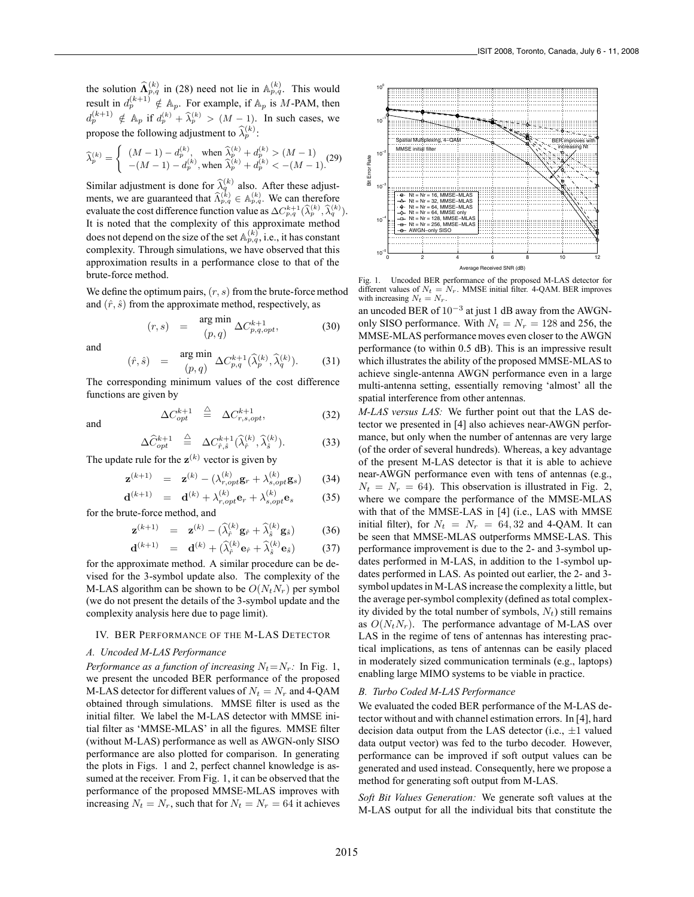the solution $\widehat{\boldsymbol{\Lambda}}_{p,q}^{(k)}$ in (28) need not lie in $\mathbb{A}_{p,q}^{(k)}$. This would result in $d_p^{(k+1)} \notin \mathbb{A}_p$. For example, if $\mathbb{A}_p$ is $M$-PAM, then $d_p^{(k+1)} \notin \mathbb{A}_p$ if $d_p^{(k)} + \widehat{\lambda}_p^{(k)} > (M-1)$. In such cases, we propose the following adjustment to $\widehat{\lambda}_p^{(k)}$:

$$\widehat{\lambda}_p^{(k)} = \begin{cases} (M-1) - d_p^{(k)}, & \text{when } \widehat{\lambda}_p^{(k)} + d_p^{(k)} > (M-1) \\ -(M-1) - d_p^{(k)}, & \text{when } \widehat{\lambda}_p^{(k)} + d_p^{(k)} < -(M-1). \end{cases} \quad (29)$$

Similar adjustment is done for $\widehat{\lambda}_q^{(k)}$ also. After these adjustments, we are guaranteed that $\widehat{\Lambda}_{p,q}^{(k)} \in \mathbb{A}_{p,q}^{(k)}$. We can therefore evaluate the cost difference function value as $\Delta C_{p,q}^{k+1}(\widehat{\lambda}_p^{(k)}, \widehat{\lambda}_q^{(k)})$. It is noted that the complexity of this approximate method does not depend on the size of the set $\mathbb{A}_{p,q}^{(k)}$, i.e., it has constant complexity. Through simulations, we have observed that this approximation results in a performance close to that of the brute-force method.

We define the optimum pairs, $(r,s)$ from the brute-force method and $(\hat{r},\hat{s})$ from the approximate method, respectively, as

$$(r,s) \quad = \quad \underset{(p,q)}{\arg\min} \; \Delta C_{p,q,opt}^{k+1}, \quad (30)$$

and

$$(\hat{r},\hat{s}) \quad = \quad \underset{(p,q)}{\arg\min} \; \Delta C_{p,q}^{k+1}(\widehat{\lambda}_p^{(k)}, \widehat{\lambda}_q^{(k)}). \quad (31)$$

The corresponding minimum values of the cost difference functions are given by

$$\Delta C_{opt}^{k+1} \quad \stackrel{\triangle}{=} \quad \Delta C_{r,s,opt}^{k+1}, \quad (32)$$

and

$$\Delta \widehat{C}_{opt}^{k+1} \quad \stackrel{\triangle}{=} \quad \Delta C_{\hat{r},\hat{s}}^{k+1}(\widehat{\lambda}_{\hat{r}}^{(k)}, \widehat{\lambda}_{\hat{s}}^{(k)}). \quad (33)$$

The update rule for the $\mathbf{z}^{(k)}$ vector is given by

$$\mathbf{z}^{(k+1)} \quad = \quad \mathbf{z}^{(k)} - (\lambda_{r,opt}^{(k)} \mathbf{g}_r + \lambda_{s,opt}^{(k)} \mathbf{g}_s) \quad (34)$$

$$\mathbf{d}^{(k+1)} \quad = \quad \mathbf{d}^{(k)} + \lambda_{r,opt}^{(k)} \mathbf{e}_r + \lambda_{s,opt}^{(k)} \mathbf{e}_s \quad (35)$$

for the brute-force method, and

$$\mathbf{z}^{(k+1)} \quad = \quad \mathbf{z}^{(k)} - (\widehat{\lambda}_{\hat{r}}^{(k)} \mathbf{g}_{\hat{r}} + \widehat{\lambda}_{\hat{s}}^{(k)} \mathbf{g}_{\hat{s}}) \quad (36)$$

$$\mathbf{d}^{(k+1)} \quad = \quad \mathbf{d}^{(k)} + (\widehat{\lambda}_{\hat{r}}^{(k)} \mathbf{e}_{\hat{r}} + \widehat{\lambda}_{\hat{s}}^{(k)} \mathbf{e}_{\hat{s}}) \quad (37)$$

for the approximate method. A similar procedure can be devised for the 3-symbol update also. The complexity of the M-LAS algorithm can be shown to be $O(N_t N_r)$ per symbol (we do not present the details of the 3-symbol update and the complexity analysis here due to page limit).

## IV. BER Performance of the M-LAS Detector

### A. Uncoded M-LAS Performance

*Performance as a function of increasing $N_t{=}N_r$:* In Fig. 1, we present the uncoded BER performance of the proposed M-LAS detector for different values of $N_t = N_r$ and 4-QAM obtained through simulations. MMSE filter is used as the initial filter. We label the M-LAS detector with MMSE initial filter as 'MMSE-MLAS' in all the figures. MMSE filter (without M-LAS) performance as well as AWGN-only SISO performance are also plotted for comparison. In generating the plots in Figs. 1 and 2, perfect channel knowledge is assumed at the receiver. From Fig. 1, it can be observed that the performance of the proposed MMSE-MLAS improves with increasing $N_t = N_r$, such that for $N_t = N_r = 64$ it achieves an uncoded BER of $10^{-3}$ at just 1 dB away from the AWGN-only SISO performance. With $N_t = N_r = 128$ and 256, the MMSE-MLAS performance moves even closer to the AWGN performance (to within 0.5 dB). This is an impressive result which illustrates the ability of the proposed MMSE-MLAS to achieve single-antenna AWGN performance even in a large multi-antenna setting, essentially removing 'almost' all the spatial interference from other antennas.

Fig. 1. Uncoded BER performance of the proposed M-LAS detector for different values of $N_t = N_r$. MMSE initial filter. 4-QAM. BER improves with increasing $N_t = N_r$.

*M-LAS versus LAS:* We further point out that the LAS detector we presented in [4] also achieves near-AWGN performance, but only when the number of antennas are very large (of the order of several hundreds). Whereas, a key advantage of the present M-LAS detector is that it is able to achieve near-AWGN performance even with tens of antennas (e.g., $N_t = N_r = 64$). This observation is illustrated in Fig. 2, where we compare the performance of the MMSE-MLAS with that of the MMSE-LAS in [4] (i.e., LAS with MMSE initial filter), for $N_t = N_r = 64, 32$ and 4-QAM. It can be seen that MMSE-MLAS outperforms MMSE-LAS. This performance improvement is due to the 2- and 3-symbol updates performed in M-LAS, in addition to the 1-symbol updates performed in LAS. As pointed out earlier, the 2- and 3-symbol updates in M-LAS increase the complexity a little, but the average per-symbol complexity (defined as total complexity divided by the total number of symbols, $N_t$) still remains as $O(N_t N_r)$. The performance advantage of M-LAS over LAS in the regime of tens of antennas has interesting practical implications, as tens of antennas can be easily placed in moderately sized communication terminals (e.g., laptops) enabling large MIMO systems to be viable in practice.

### B. Turbo Coded M-LAS Performance

We evaluated the coded BER performance of the M-LAS detector without and with channel estimation errors. In [4], hard decision data output from the LAS detector (i.e., $\pm 1$ valued data output vector) was fed to the turbo decoder. However, performance can be improved if soft output values can be generated and used instead. Consequently, here we propose a method for generating soft output from M-LAS.

*Soft Bit Values Generation:* We generate soft values at the M-LAS output for all the individual bits that constitute the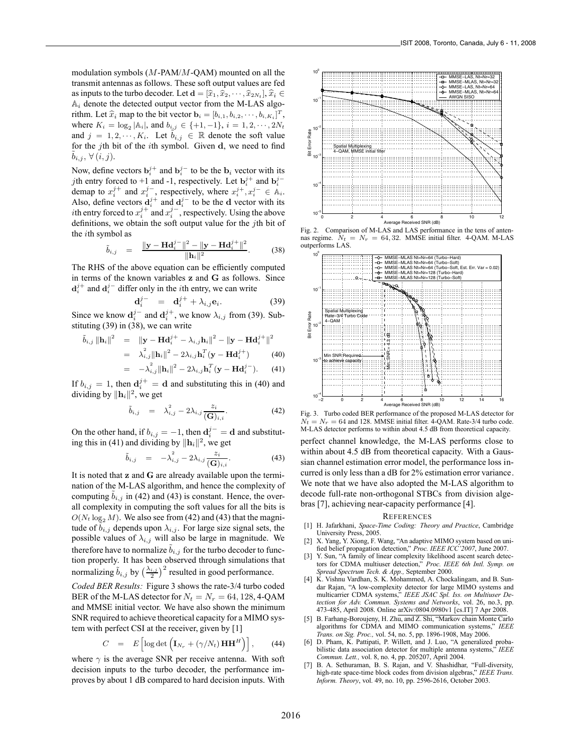modulation symbols ($M$-PAM/$M$-QAM) mounted on all the transmit antennas as follows. These soft output values are fed as inputs to the turbo decoder. Let $\mathbf{d} = [\widehat{x}_1, \widehat{x}_2, \cdots, \widehat{x}_{2N_t}]$, $\widehat{x}_i \in \mathbb{A}_i$ denote the detected output vector from the M-LAS algorithm. Let $\widehat{x}_i$ map to the bit vector $\mathbf{b}_i = [b_{i,1}, b_{i,2}, \cdots, b_{i,K_i}]^T$, where $K_i = \log_2 |\mathbb{A}_i|$, and $b_{i,j} \in \{+1, -1\}$, $i = 1, 2, \cdots, 2N_t$ and $j = 1, 2, \cdots, K_i$. Let $\tilde{b}_{i,j} \in \mathbb{R}$ denote the soft value for the $j$th bit of the $i$th symbol. Given $\mathbf{d}$, we need to find $\tilde{b}_{i,j}$, $\forall (i,j)$.

Now, define vectors $\mathbf{b}_i^{j+}$ and $\mathbf{b}_i^{j-}$ to be the $\mathbf{b}_i$ vector with its $j$th entry forced to +1 and -1, respectively. Let $\mathbf{b}_i^{j+}$ and $\mathbf{b}_i^{j-}$ demap to $x_i^{j+}$ and $x_i^{j-}$, respectively, where $x_i^{j+}, x_i^{j-} \in \mathbb{A}_i$. Also, define vectors $\mathbf{d}_i^{j+}$ and $\mathbf{d}_i^{j-}$ to be the $\mathbf{d}$ vector with its $i$th entry forced to $x_i^{j+}$ and $x_i^{j-}$, respectively. Using the above definitions, we obtain the soft output value for the $j$th bit of the $i$th symbol as

$$\tilde{b}_{i,j} = \frac{\|\mathbf{y} - \mathbf{H}\mathbf{d}_i^{j-}\|^2 - \|\mathbf{y} - \mathbf{H}\mathbf{d}_i^{j+}\|^2}{\|\mathbf{h}_i\|^2}. \qquad (38)$$

The RHS of the above equation can be efficiently computed in terms of the known variables $\mathbf{z}$ and $\mathbf{G}$ as follows. Since $\mathbf{d}_i^{j+}$ and $\mathbf{d}_i^{j-}$ differ only in the $i$th entry, we can write

$$\mathbf{d}_i^{j-} = \mathbf{d}_i^{j+} + \lambda_{i,j}\mathbf{e}_i. \qquad (39)$$

Since we know $\mathbf{d}_i^{j-}$ and $\mathbf{d}_i^{j+}$, we know $\lambda_{i,j}$ from (39). Substituting (39) in (38), we can write

$$\begin{aligned}
\tilde{b}_{i,j}\,\|\mathbf{h}_i\|^2 &= \|\mathbf{y} - \mathbf{H}\mathbf{d}_i^{j+} - \lambda_{i,j}\mathbf{h}_i\|^2 - \|\mathbf{y} - \mathbf{H}\mathbf{d}_i^{j+}\|^2 \\
&= \lambda_{i,j}^2\|\mathbf{h}_i\|^2 - 2\lambda_{i,j}\mathbf{h}_i^T(\mathbf{y} - \mathbf{H}\mathbf{d}_i^{j+}) \qquad (40)\\
&= -\lambda_{i,j}^2\|\mathbf{h}_i\|^2 - 2\lambda_{i,j}\mathbf{h}_i^T(\mathbf{y} - \mathbf{H}\mathbf{d}_i^{j-}). \qquad (41)
\end{aligned}$$

If $b_{i,j} = 1$, then $\mathbf{d}_i^{j+} = \mathbf{d}$ and substituting this in (40) and dividing by $\|\mathbf{h}_i\|^2$, we get

$$\tilde{b}_{i,j} = \lambda_{i,j}^2 - 2\lambda_{i,j}\frac{z_i}{(\mathbf{G})_{i,i}}. \qquad (42)$$

On the other hand, if $b_{i,j} = -1$, then $\mathbf{d}_i^{j-} = \mathbf{d}$ and substituting this in (41) and dividing by $\|\mathbf{h}_i\|^2$, we get

$$\tilde{b}_{i,j} = -\lambda_{i,j}^2 - 2\lambda_{i,j}\frac{z_i}{(\mathbf{G})_{i,i}}. \qquad (43)$$

It is noted that $\mathbf{z}$ and $\mathbf{G}$ are already available upon the termination of the M-LAS algorithm, and hence the complexity of computing $\tilde{b}_{i,j}$ in (42) and (43) is constant. Hence, the overall complexity in computing the soft values for all the bits is $O(N_t \log_2 M)$. We also see from (42) and (43) that the magnitude of $\tilde{b}_{i,j}$ depends upon $\lambda_{i,j}$. For large size signal sets, the possible values of $\lambda_{i,j}$ will also be large in magnitude. We therefore have to normalize $\tilde{b}_{i,j}$ for the turbo decoder to function properly. It has been observed through simulations that normalizing $\tilde{b}_{i,j}$ by $\left(\frac{\lambda_{i,j}}{2}\right)^2$ resulted in good performance.

*Coded BER Results:* Figure 3 shows the rate-3/4 turbo coded BER of the M-LAS detector for $N_t = N_r = 64, 128$, 4-QAM and MMSE initial vector. We have also shown the minimum SNR required to achieve theoretical capacity for a MIMO system with perfect CSI at the receiver, given by [1]

$$C = E\left[\log\det\left(\mathbf{I}_{N_r} + (\gamma/N_t)\,\mathbf{H}\mathbf{H}^H\right)\right], \qquad (44)$$

where $\gamma$ is the average SNR per receive antenna. With soft decision inputs to the turbo decoder, the performance improves by about 1 dB compared to hard decision inputs. With perfect channel knowledge, the M-LAS performs close to within about 4.5 dB from theoretical capacity. With a Gaussian channel estimation error model, the performance loss incurred is only less than a dB for 2% estimation error variance. We note that we have also adopted the M-LAS algorithm to decode full-rate non-orthogonal STBCs from division algebras [7], achieving near-capacity performance [4].

MMSE−LAS, Nt=Nr=32
MMSE−MLAS, Nt=Nr=32
MMSE−LAS, Nt=Nr=64
MMSE−MLAS, Nt=Nr=64
AWGN SISO
Spatial Multiplexing
4−QAM, MMSE initial filter
Bit Error Rate
Average Received SNR (dB)

Fig. 2. Comparison of M-LAS and LAS performance in the tens of antennas regime. $N_t = N_r = 64, 32$. MMSE initial filter. 4-QAM. M-LAS outperforms LAS.

MMSE−MLAS Nt=Nr=64 (Turbo−Hard)
MMSE−MLAS Nt=Nr=64 (Turbo−Soft)
MMSE−MLAS Nt=Nr=64 (Turbo−Soft, Est. Err. Var = 0.02)
MMSE−MLAS Nt=Nr=128 (Turbo−Hard)
MMSE−MLAS Nt=Nr=128 (Turbo−Soft)
Spatial Multiplexing
Rate−3/4 Turbo Code
4−QAM
Min SNR Required to achieve capacity
Min. SNR= 4.3 dB
Bit Error Rate
Average Received SNR (dB)

Fig. 3. Turbo coded BER performance of the proposed M-LAS detector for $N_t = N_r = 64$ and 128. MMSE initial filter. 4-QAM. Rate-3/4 turbo code. M-LAS detector performs to within about 4.5 dB from theoretical capacity.

## References

[1] H. Jafarkhani, *Space-Time Coding: Theory and Practice*, Cambridge University Press, 2005.

[2] X. Yang, Y. Xiong, F. Wang, "An adaptive MIMO system based on unified belief propagation detection," *Proc. IEEE ICC'2007*, June 2007.

[3] Y. Sun, "A family of linear complexity likelihood ascent search detectors for CDMA multiuser detection," *Proc. IEEE 6th Intl. Symp. on Spread Spectrum Tech. & App.,* September 2000.

[4] K. Vishnu Vardhan, S. K. Mohammed, A. Chockalingam, and B. Sundar Rajan, "A low-complexity detector for large MIMO systems and multicarrier CDMA systems," *IEEE JSAC Spl. Iss. on Multiuser Detection for Adv. Commun. Systems and Networks*, vol. 26, no.3, pp. 473-485, April 2008. Online arXiv:0804.0980v1 [cs.IT] 7 Apr 2008.

[5] B. Farhang-Boroujeny, H. Zhu, and Z. Shi, "Markov chain Monte Carlo algorithms for CDMA and MIMO communication systems," *IEEE Trans. on Sig. Proc.,* vol. 54, no. 5, pp. 1896-1908, May 2006.

[6] D. Pham, K. Pattipati, P. Willett, and J. Luo, "A generalized probabilistic data association detector for multiple antenna systems," *IEEE Commun. Lett.,* vol. 8, no. 4, pp. 205207, April 2004.

[7] B. A. Sethuraman, B. S. Rajan, and V. Shashidhar, "Full-diversity, high-rate space-time block codes from division algebras," *IEEE Trans. Inform. Theory*, vol. 49, no. 10, pp. 2596-2616, October 2003.